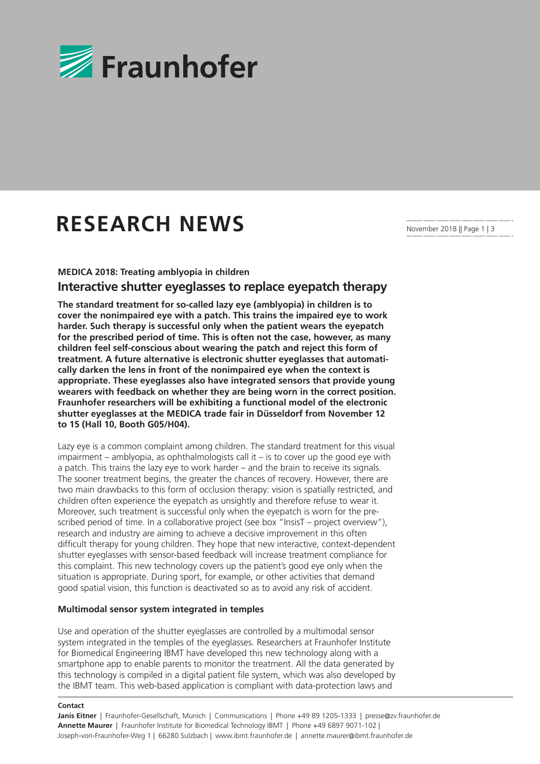# RESEARCH NEWS

**MEDICA 2018: Treating amblyopia in children**

## Interactive shutter eyeglasses to replace eyepatch therapy

**The standard treatment for so-called lazy eye (amblyopia) in children is to cover the nonimpaired eye with a patch. This trains the impaired eye to work harder. Such therapy is successful only when the patient wears the eyepatch for the prescribed period of time. This is often not the case, however, as many children feel self-conscious about wearing the patch and reject this form of treatment. A future alternative is electronic shutter eyeglasses that automatically darken the lens in front of the nonimpaired eye when the context is appropriate. These eyeglasses also have integrated sensors that provide young wearers with feedback on whether they are being worn in the correct position. Fraunhofer researchers will be exhibiting a functional model of the electronic shutter eyeglasses at the MEDICA trade fair in Düsseldorf from November 12 to 15 (Hall 10, Booth G05/H04).**

Lazy eye is a common complaint among children. The standard treatment for this visual impairment – amblyopia, as ophthalmologists call it – is to cover up the good eye with a patch. This trains the lazy eye to work harder – and the brain to receive its signals. The sooner treatment begins, the greater the chances of recovery. However, there are two main drawbacks to this form of occlusion therapy: vision is spatially restricted, and children often experience the eyepatch as unsightly and therefore refuse to wear it. Moreover, such treatment is successful only when the eyepatch is worn for the prescribed period of time. In a collaborative project (see box "InsisT – project overview"), research and industry are aiming to achieve a decisive improvement in this often difficult therapy for young children. They hope that new interactive, context-dependent shutter eyeglasses with sensor-based feedback will increase treatment compliance for this complaint. This new technology covers up the patient's good eye only when the situation is appropriate. During sport, for example, or other activities that demand good spatial vision, this function is deactivated so as to avoid any risk of accident.

### Multimodal sensor system integrated in temples

Use and operation of the shutter eyeglasses are controlled by a multimodal sensor system integrated in the temples of the eyeglasses. Researchers at Fraunhofer Institute for Biomedical Engineering IBMT have developed this new technology along with a smartphone app to enable parents to monitor the treatment. All the data generated by this technology is compiled in a digital patient file system, which was also developed by the IBMT team. This web-based application is compliant with data-protection laws and

**Contact**

**Janis Eitner** | Fraunhofer-Gesellschaft, Munich | Communications | Phone +49 89 1205-1333 | presse@zv.fraunhofer.de
**Annette Maurer** | Fraunhofer Institute for Biomedical Technology IBMT | Phone +49 6897 9071-102 |
Joseph-von-Fraunhofer-Weg 1 | 66280 Sulzbach | www.ibmt.fraunhofer.de | annette.maurer@ibmt.fraunhofer.de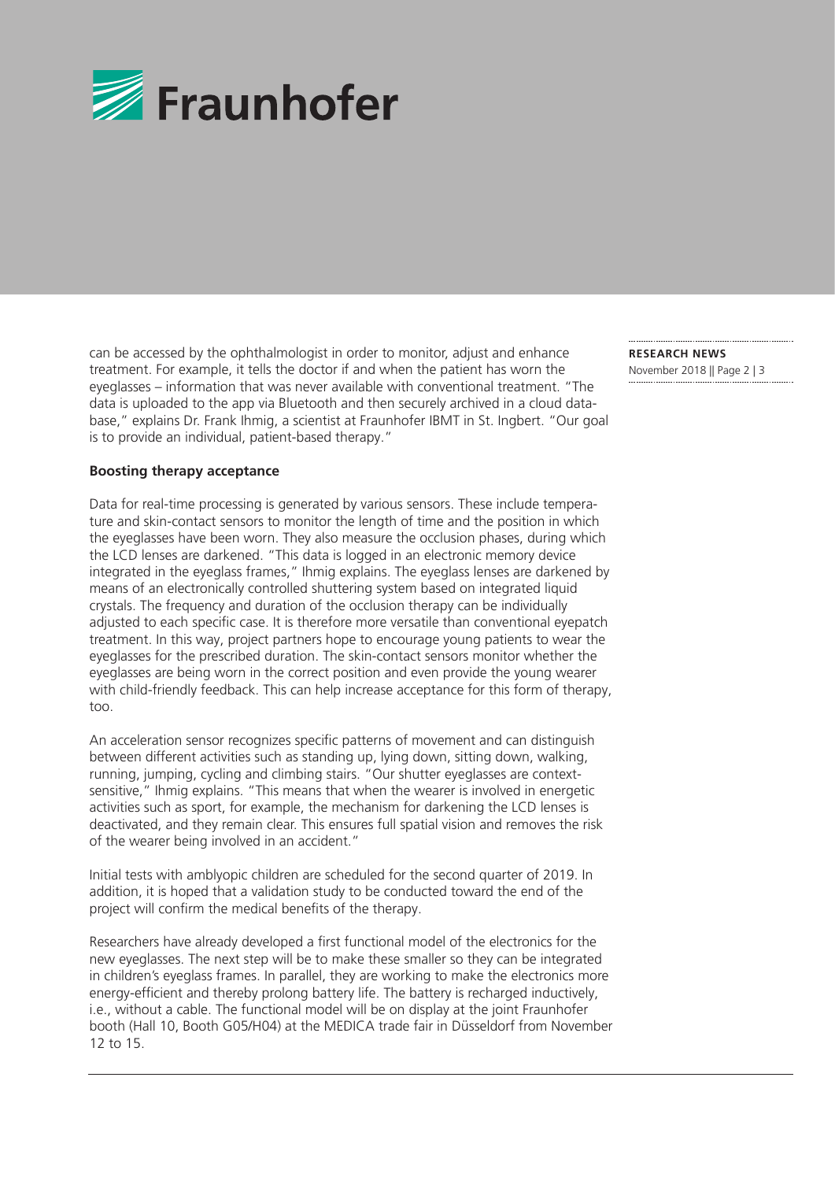can be accessed by the ophthalmologist in order to monitor, adjust and enhance treatment. For example, it tells the doctor if and when the patient has worn the eyeglasses – information that was never available with conventional treatment. "The data is uploaded to the app via Bluetooth and then securely archived in a cloud database," explains Dr. Frank Ihmig, a scientist at Fraunhofer IBMT in St. Ingbert. "Our goal is to provide an individual, patient-based therapy."

**Boosting therapy acceptance**

Data for real-time processing is generated by various sensors. These include temperature and skin-contact sensors to monitor the length of time and the position in which the eyeglasses have been worn. They also measure the occlusion phases, during which the LCD lenses are darkened. "This data is logged in an electronic memory device integrated in the eyeglass frames," Ihmig explains. The eyeglass lenses are darkened by means of an electronically controlled shuttering system based on integrated liquid crystals. The frequency and duration of the occlusion therapy can be individually adjusted to each specific case. It is therefore more versatile than conventional eyepatch treatment. In this way, project partners hope to encourage young patients to wear the eyeglasses for the prescribed duration. The skin-contact sensors monitor whether the eyeglasses are being worn in the correct position and even provide the young wearer with child-friendly feedback. This can help increase acceptance for this form of therapy, too.

An acceleration sensor recognizes specific patterns of movement and can distinguish between different activities such as standing up, lying down, sitting down, walking, running, jumping, cycling and climbing stairs. "Our shutter eyeglasses are context-sensitive," Ihmig explains. "This means that when the wearer is involved in energetic activities such as sport, for example, the mechanism for darkening the LCD lenses is deactivated, and they remain clear. This ensures full spatial vision and removes the risk of the wearer being involved in an accident."

Initial tests with amblyopic children are scheduled for the second quarter of 2019. In addition, it is hoped that a validation study to be conducted toward the end of the project will confirm the medical benefits of the therapy.

Researchers have already developed a first functional model of the electronics for the new eyeglasses. The next step will be to make these smaller so they can be integrated in children's eyeglass frames. In parallel, they are working to make the electronics more energy-efficient and thereby prolong battery life. The battery is recharged inductively, i.e., without a cable. The functional model will be on display at the joint Fraunhofer booth (Hall 10, Booth G05/H04) at the MEDICA trade fair in Düsseldorf from November 12 to 15.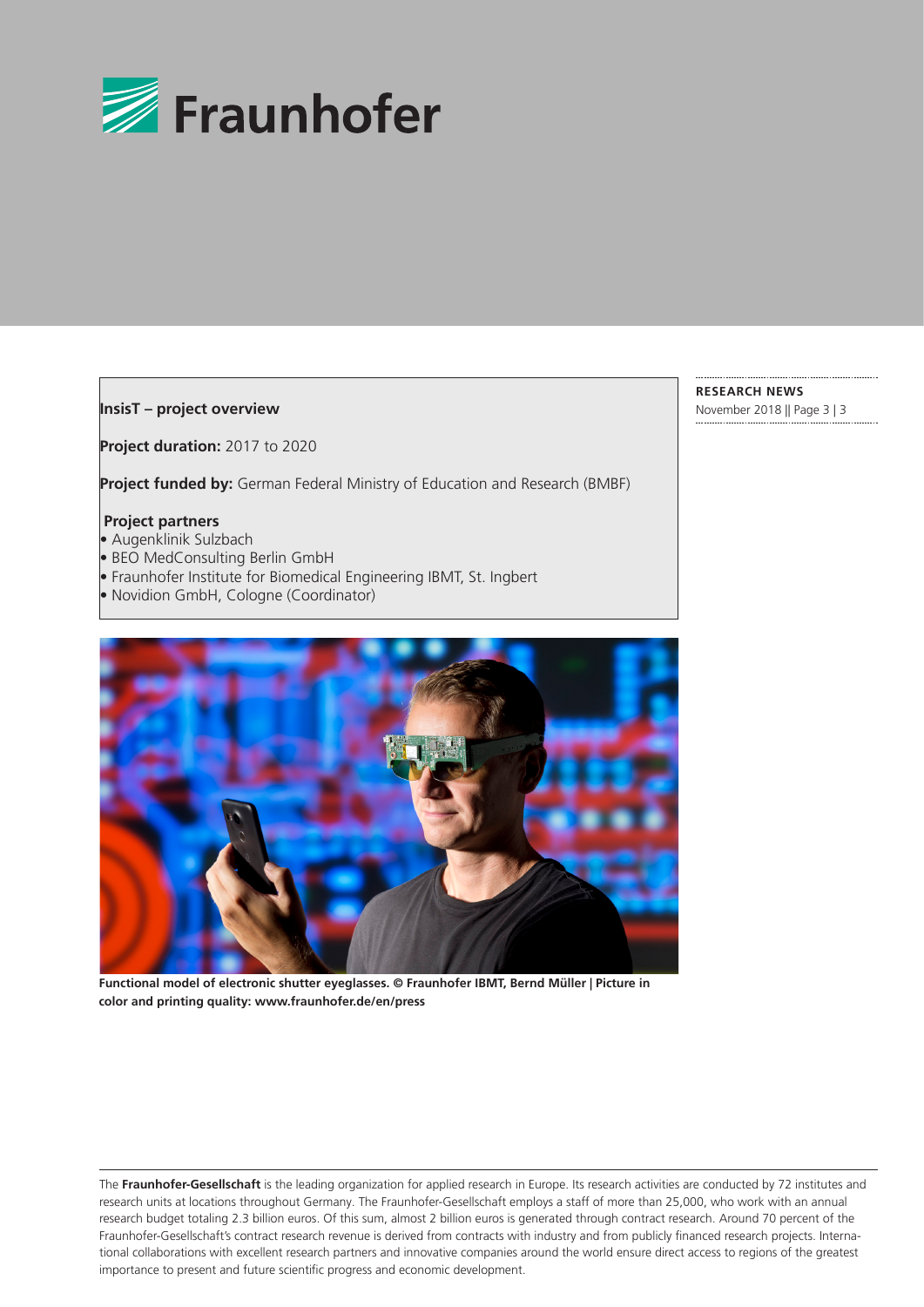**InsisT – project overview**

**Project duration:** 2017 to 2020

**Project funded by:** German Federal Ministry of Education and Research (BMBF)

**Project partners**

- Augenklinik Sulzbach
- BEO MedConsulting Berlin GmbH
- Fraunhofer Institute for Biomedical Engineering IBMT, St. Ingbert
- Novidion GmbH, Cologne (Coordinator)

**Functional model of electronic shutter eyeglasses. © Fraunhofer IBMT, Bernd Müller | Picture in color and printing quality: www.fraunhofer.de/en/press**

The **Fraunhofer-Gesellschaft** is the leading organization for applied research in Europe. Its research activities are conducted by 72 institutes and research units at locations throughout Germany. The Fraunhofer-Gesellschaft employs a staff of more than 25,000, who work with an annual research budget totaling 2.3 billion euros. Of this sum, almost 2 billion euros is generated through contract research. Around 70 percent of the Fraunhofer-Gesellschaft's contract research revenue is derived from contracts with industry and from publicly financed research projects. International collaborations with excellent research partners and innovative companies around the world ensure direct access to regions of the greatest importance to present and future scientific progress and economic development.